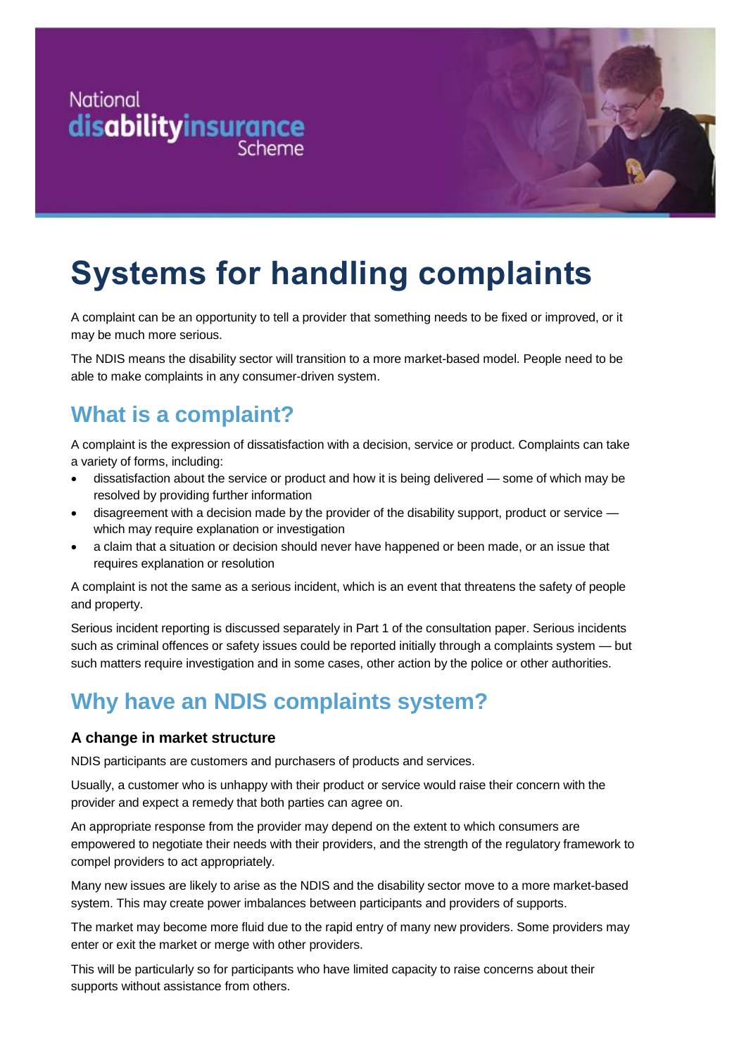National disabilityinsurance Scheme

# Systems for handling complaints

A complaint can be an opportunity to tell a provider that something needs to be fixed or improved, or it may be much more serious.

The NDIS means the disability sector will transition to a more market-based model. People need to be able to make complaints in any consumer-driven system.

## What is a complaint?

A complaint is the expression of dissatisfaction with a decision, service or product. Complaints can take a variety of forms, including:

- dissatisfaction about the service or product and how it is being delivered — some of which may be resolved by providing further information
- disagreement with a decision made by the provider of the disability support, product or service — which may require explanation or investigation
- a claim that a situation or decision should never have happened or been made, or an issue that requires explanation or resolution

A complaint is not the same as a serious incident, which is an event that threatens the safety of people and property.

Serious incident reporting is discussed separately in Part 1 of the consultation paper. Serious incidents such as criminal offences or safety issues could be reported initially through a complaints system — but such matters require investigation and in some cases, other action by the police or other authorities.

## Why have an NDIS complaints system?

### A change in market structure

NDIS participants are customers and purchasers of products and services.

Usually, a customer who is unhappy with their product or service would raise their concern with the provider and expect a remedy that both parties can agree on.

An appropriate response from the provider may depend on the extent to which consumers are empowered to negotiate their needs with their providers, and the strength of the regulatory framework to compel providers to act appropriately.

Many new issues are likely to arise as the NDIS and the disability sector move to a more market-based system. This may create power imbalances between participants and providers of supports.

The market may become more fluid due to the rapid entry of many new providers. Some providers may enter or exit the market or merge with other providers.

This will be particularly so for participants who have limited capacity to raise concerns about their supports without assistance from others.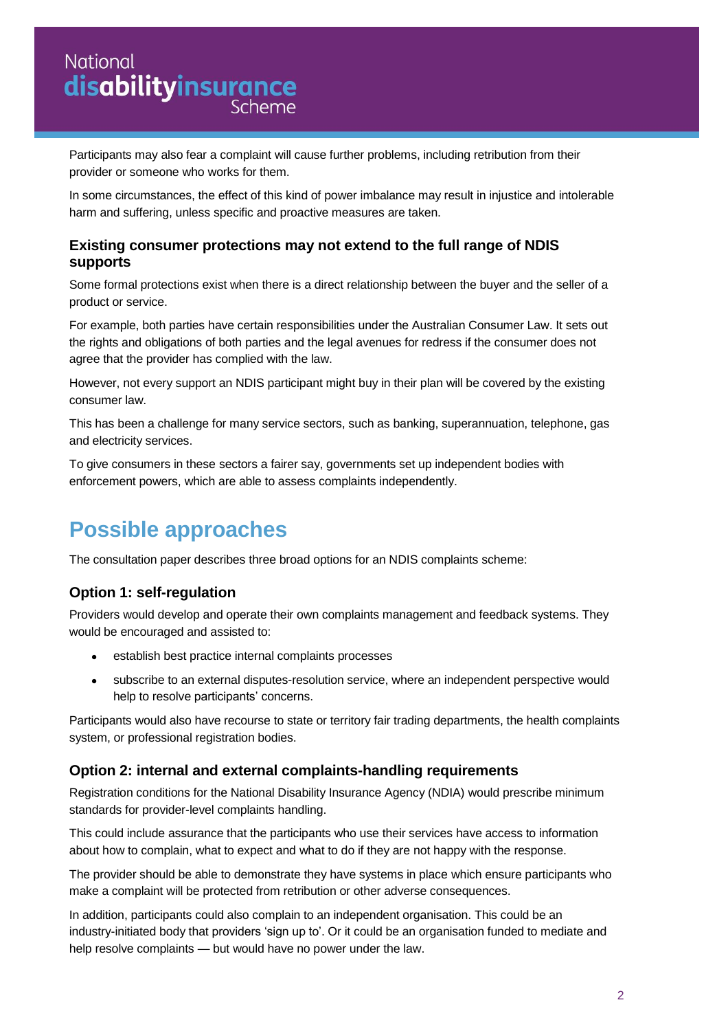Participants may also fear a complaint will cause further problems, including retribution from their provider or someone who works for them.

In some circumstances, the effect of this kind of power imbalance may result in injustice and intolerable harm and suffering, unless specific and proactive measures are taken.

### Existing consumer protections may not extend to the full range of NDIS supports

Some formal protections exist when there is a direct relationship between the buyer and the seller of a product or service.

For example, both parties have certain responsibilities under the Australian Consumer Law. It sets out the rights and obligations of both parties and the legal avenues for redress if the consumer does not agree that the provider has complied with the law.

However, not every support an NDIS participant might buy in their plan will be covered by the existing consumer law.

This has been a challenge for many service sectors, such as banking, superannuation, telephone, gas and electricity services.

To give consumers in these sectors a fairer say, governments set up independent bodies with enforcement powers, which are able to assess complaints independently.

## Possible approaches

The consultation paper describes three broad options for an NDIS complaints scheme:

### Option 1: self-regulation

Providers would develop and operate their own complaints management and feedback systems. They would be encouraged and assisted to:

- establish best practice internal complaints processes
- subscribe to an external disputes-resolution service, where an independent perspective would help to resolve participants' concerns.

Participants would also have recourse to state or territory fair trading departments, the health complaints system, or professional registration bodies.

### Option 2: internal and external complaints-handling requirements

Registration conditions for the National Disability Insurance Agency (NDIA) would prescribe minimum standards for provider-level complaints handling.

This could include assurance that the participants who use their services have access to information about how to complain, what to expect and what to do if they are not happy with the response.

The provider should be able to demonstrate they have systems in place which ensure participants who make a complaint will be protected from retribution or other adverse consequences.

In addition, participants could also complain to an independent organisation. This could be an industry-initiated body that providers 'sign up to'. Or it could be an organisation funded to mediate and help resolve complaints — but would have no power under the law.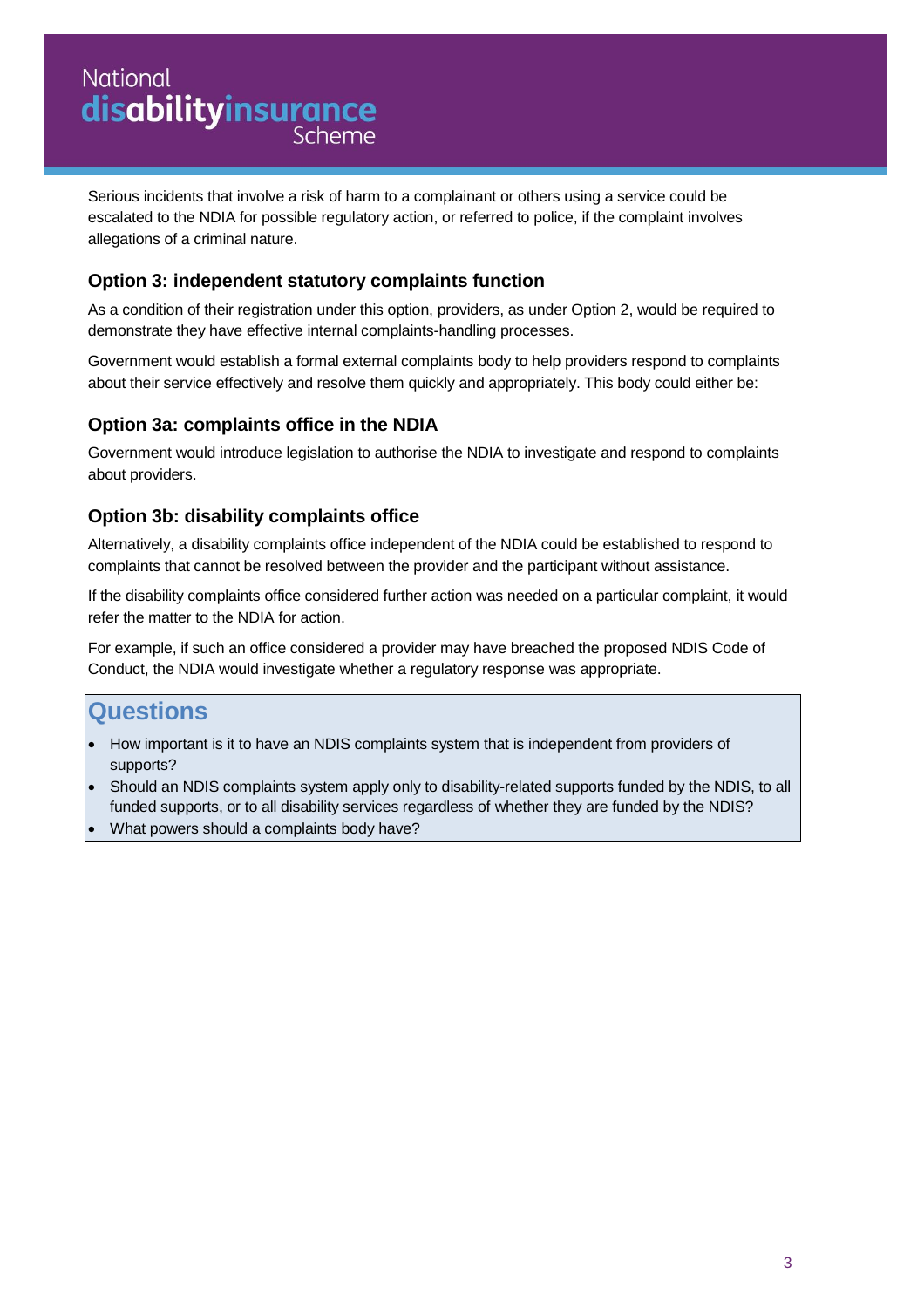Serious incidents that involve a risk of harm to a complainant or others using a service could be escalated to the NDIA for possible regulatory action, or referred to police, if the complaint involves allegations of a criminal nature.

### Option 3: independent statutory complaints function

As a condition of their registration under this option, providers, as under Option 2, would be required to demonstrate they have effective internal complaints-handling processes.

Government would establish a formal external complaints body to help providers respond to complaints about their service effectively and resolve them quickly and appropriately. This body could either be:

### Option 3a: complaints office in the NDIA

Government would introduce legislation to authorise the NDIA to investigate and respond to complaints about providers.

### Option 3b: disability complaints office

Alternatively, a disability complaints office independent of the NDIA could be established to respond to complaints that cannot be resolved between the provider and the participant without assistance.

If the disability complaints office considered further action was needed on a particular complaint, it would refer the matter to the NDIA for action.

For example, if such an office considered a provider may have breached the proposed NDIS Code of Conduct, the NDIA would investigate whether a regulatory response was appropriate.

## Questions

- How important is it to have an NDIS complaints system that is independent from providers of supports?
- Should an NDIS complaints system apply only to disability-related supports funded by the NDIS, to all funded supports, or to all disability services regardless of whether they are funded by the NDIS?
- What powers should a complaints body have?